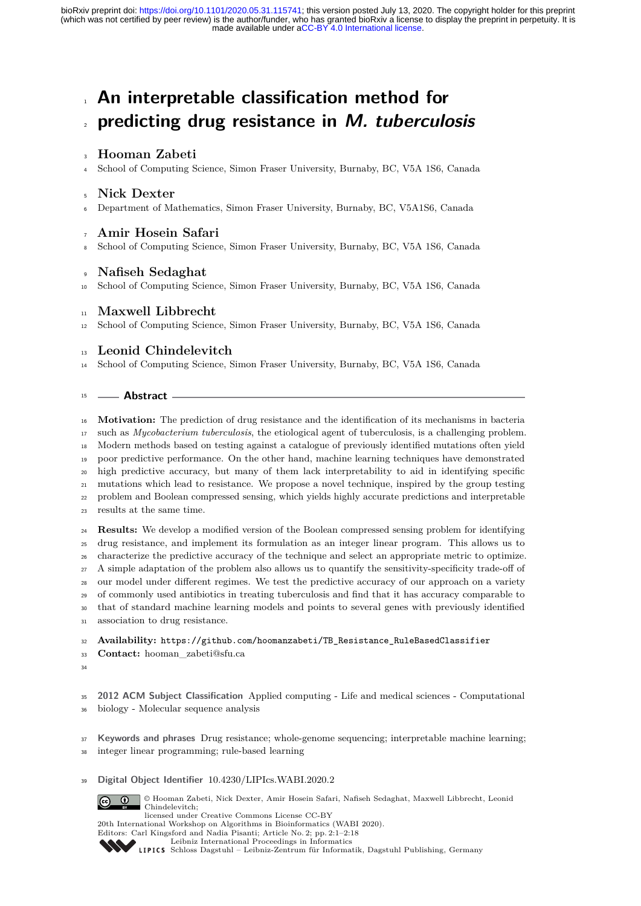# An interpretable classification method for predicting drug resistance in *M. tuberculosis*

**Hooman Zabeti**
School of Computing Science, Simon Fraser University, Burnaby, BC, V5A 1S6, Canada

**Nick Dexter**
Department of Mathematics, Simon Fraser University, Burnaby, BC, V5A1S6, Canada

**Amir Hosein Safari**
School of Computing Science, Simon Fraser University, Burnaby, BC, V5A 1S6, Canada

**Nafiseh Sedaghat**
School of Computing Science, Simon Fraser University, Burnaby, BC, V5A 1S6, Canada

**Maxwell Libbrecht**
School of Computing Science, Simon Fraser University, Burnaby, BC, V5A 1S6, Canada

**Leonid Chindelevitch**
School of Computing Science, Simon Fraser University, Burnaby, BC, V5A 1S6, Canada

## Abstract

**Motivation:** The prediction of drug resistance and the identification of its mechanisms in bacteria such as *Mycobacterium tuberculosis*, the etiological agent of tuberculosis, is a challenging problem. Modern methods based on testing against a catalogue of previously identified mutations often yield poor predictive performance. On the other hand, machine learning techniques have demonstrated high predictive accuracy, but many of them lack interpretability to aid in identifying specific mutations which lead to resistance. We propose a novel technique, inspired by the group testing problem and Boolean compressed sensing, which yields highly accurate predictions and interpretable results at the same time.

**Results:** We develop a modified version of the Boolean compressed sensing problem for identifying drug resistance, and implement its formulation as an integer linear program. This allows us to characterize the predictive accuracy of the technique and select an appropriate metric to optimize. A simple adaptation of the problem also allows us to quantify the sensitivity-specificity trade-off of our model under different regimes. We test the predictive accuracy of our approach on a variety of commonly used antibiotics in treating tuberculosis and find that it has accuracy comparable to that of standard machine learning models and points to several genes with previously identified association to drug resistance.

**Availability:** `https://github.com/hoomanzabeti/TB_Resistance_RuleBasedClassifier`
**Contact:** hooman_zabeti@sfu.ca

**2012 ACM Subject Classification** Applied computing - Life and medical sciences - Computational biology - Molecular sequence analysis

**Keywords and phrases** Drug resistance; whole-genome sequencing; interpretable machine learning; integer linear programming; rule-based learning

**Digital Object Identifier** 10.4230/LIPIcs.WABI.2020.2

© Hooman Zabeti, Nick Dexter, Amir Hosein Safari, Nafiseh Sedaghat, Maxwell Libbrecht, Leonid Chindelevitch;
licensed under Creative Commons License CC-BY
20th International Workshop on Algorithms in Bioinformatics (WABI 2020).
Editors: Carl Kingsford and Nadia Pisanti; Article No. 2; pp. 2:1–2:18
Leibniz International Proceedings in Informatics
Schloss Dagstuhl – Leibniz-Zentrum für Informatik, Dagstuhl Publishing, Germany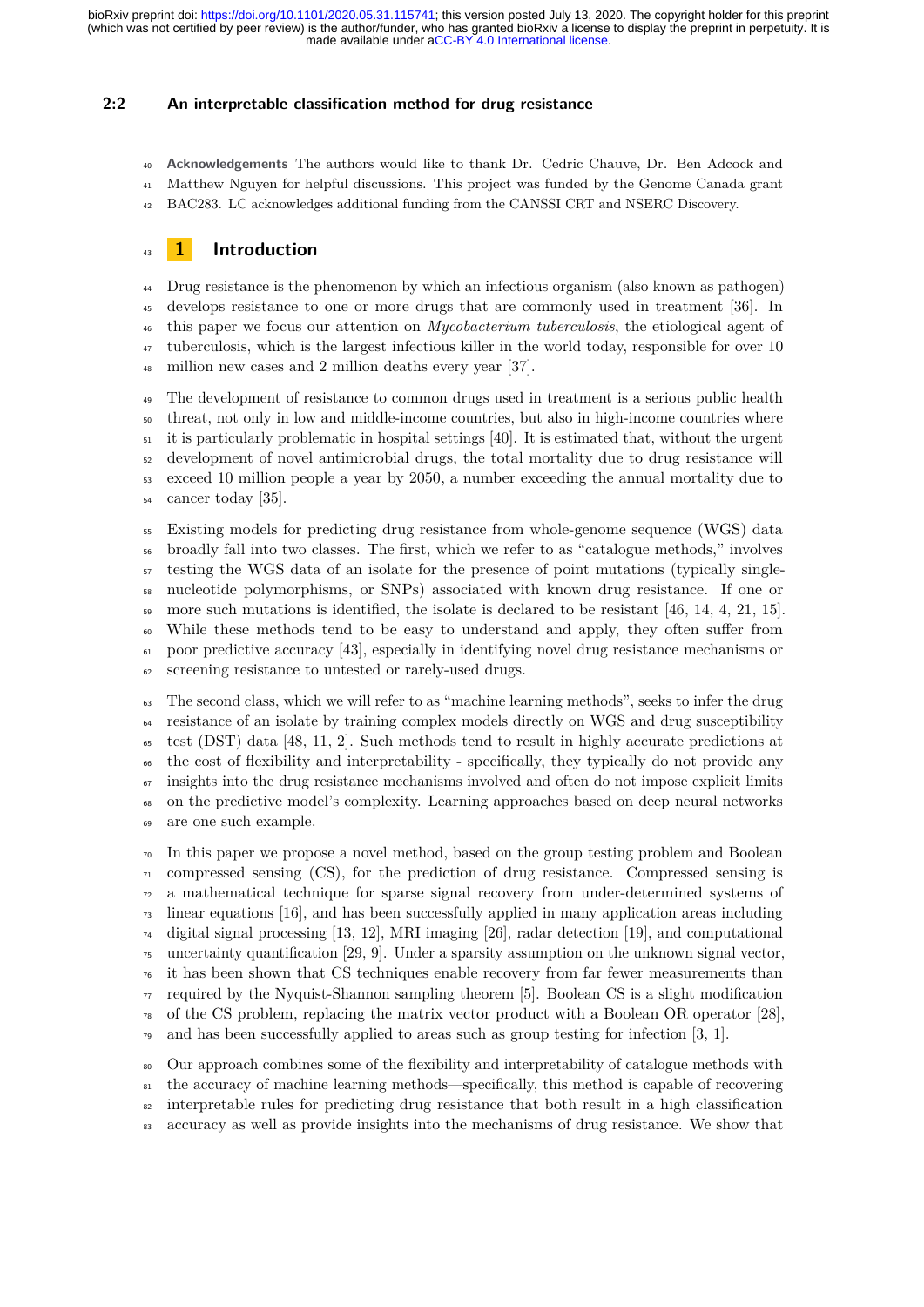**Acknowledgements** The authors would like to thank Dr. Cedric Chauve, Dr. Ben Adcock and Matthew Nguyen for helpful discussions. This project was funded by the Genome Canada grant BAC283. LC acknowledges additional funding from the CANSSI CRT and NSERC Discovery.

## 1 Introduction

Drug resistance is the phenomenon by which an infectious organism (also known as pathogen) develops resistance to one or more drugs that are commonly used in treatment [36]. In this paper we focus our attention on *Mycobacterium tuberculosis*, the etiological agent of tuberculosis, which is the largest infectious killer in the world today, responsible for over 10 million new cases and 2 million deaths every year [37].

The development of resistance to common drugs used in treatment is a serious public health threat, not only in low and middle-income countries, but also in high-income countries where it is particularly problematic in hospital settings [40]. It is estimated that, without the urgent development of novel antimicrobial drugs, the total mortality due to drug resistance will exceed 10 million people a year by 2050, a number exceeding the annual mortality due to cancer today [35].

Existing models for predicting drug resistance from whole-genome sequence (WGS) data broadly fall into two classes. The first, which we refer to as "catalogue methods," involves testing the WGS data of an isolate for the presence of point mutations (typically single-nucleotide polymorphisms, or SNPs) associated with known drug resistance. If one or more such mutations is identified, the isolate is declared to be resistant [46, 14, 4, 21, 15]. While these methods tend to be easy to understand and apply, they often suffer from poor predictive accuracy [43], especially in identifying novel drug resistance mechanisms or screening resistance to untested or rarely-used drugs.

The second class, which we will refer to as "machine learning methods", seeks to infer the drug resistance of an isolate by training complex models directly on WGS and drug susceptibility test (DST) data [48, 11, 2]. Such methods tend to result in highly accurate predictions at the cost of flexibility and interpretability - specifically, they typically do not provide any insights into the drug resistance mechanisms involved and often do not impose explicit limits on the predictive model's complexity. Learning approaches based on deep neural networks are one such example.

In this paper we propose a novel method, based on the group testing problem and Boolean compressed sensing (CS), for the prediction of drug resistance. Compressed sensing is a mathematical technique for sparse signal recovery from under-determined systems of linear equations [16], and has been successfully applied in many application areas including digital signal processing [13, 12], MRI imaging [26], radar detection [19], and computational uncertainty quantification [29, 9]. Under a sparsity assumption on the unknown signal vector, it has been shown that CS techniques enable recovery from far fewer measurements than required by the Nyquist-Shannon sampling theorem [5]. Boolean CS is a slight modification of the CS problem, replacing the matrix vector product with a Boolean OR operator [28], and has been successfully applied to areas such as group testing for infection [3, 1].

Our approach combines some of the flexibility and interpretability of catalogue methods with the accuracy of machine learning methods—specifically, this method is capable of recovering interpretable rules for predicting drug resistance that both result in a high classification accuracy as well as provide insights into the mechanisms of drug resistance. We show that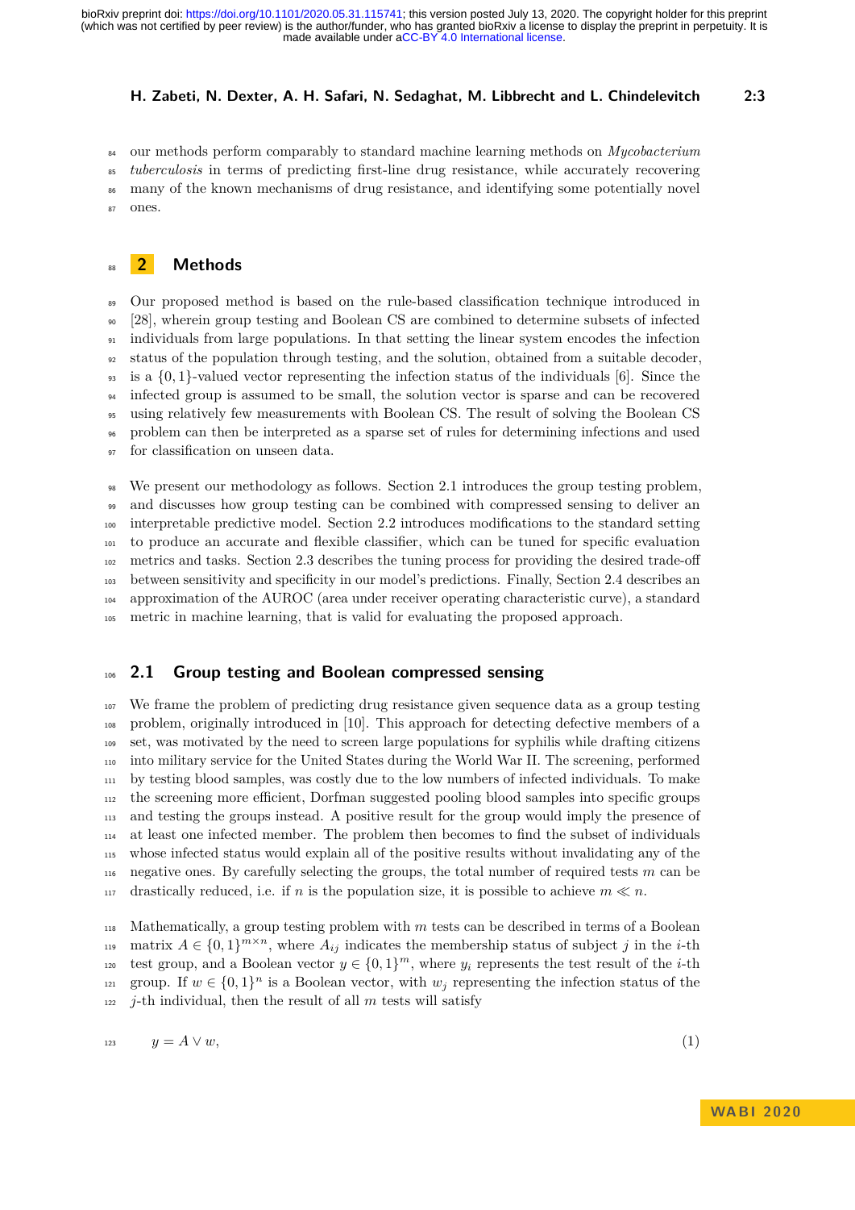our methods perform comparably to standard machine learning methods on *Mycobacterium tuberculosis* in terms of predicting first-line drug resistance, while accurately recovering many of the known mechanisms of drug resistance, and identifying some potentially novel ones.

## 2 Methods

Our proposed method is based on the rule-based classification technique introduced in [28], wherein group testing and Boolean CS are combined to determine subsets of infected individuals from large populations. In that setting the linear system encodes the infection status of the population through testing, and the solution, obtained from a suitable decoder, is a $\{0,1\}$-valued vector representing the infection status of the individuals [6]. Since the infected group is assumed to be small, the solution vector is sparse and can be recovered using relatively few measurements with Boolean CS. The result of solving the Boolean CS problem can then be interpreted as a sparse set of rules for determining infections and used for classification on unseen data.

We present our methodology as follows. Section 2.1 introduces the group testing problem, and discusses how group testing can be combined with compressed sensing to deliver an interpretable predictive model. Section 2.2 introduces modifications to the standard setting to produce an accurate and flexible classifier, which can be tuned for specific evaluation metrics and tasks. Section 2.3 describes the tuning process for providing the desired trade-off between sensitivity and specificity in our model's predictions. Finally, Section 2.4 describes an approximation of the AUROC (area under receiver operating characteristic curve), a standard metric in machine learning, that is valid for evaluating the proposed approach.

### 2.1 Group testing and Boolean compressed sensing

We frame the problem of predicting drug resistance given sequence data as a group testing problem, originally introduced in [10]. This approach for detecting defective members of a set, was motivated by the need to screen large populations for syphilis while drafting citizens into military service for the United States during the World War II. The screening, performed by testing blood samples, was costly due to the low numbers of infected individuals. To make the screening more efficient, Dorfman suggested pooling blood samples into specific groups and testing the groups instead. A positive result for the group would imply the presence of at least one infected member. The problem then becomes to find the subset of individuals whose infected status would explain all of the positive results without invalidating any of the negative ones. By carefully selecting the groups, the total number of required tests $m$ can be drastically reduced, i.e. if $n$ is the population size, it is possible to achieve $m \ll n$.

Mathematically, a group testing problem with $m$ tests can be described in terms of a Boolean matrix $A \in \{0,1\}^{m\times n}$, where $A_{ij}$ indicates the membership status of subject $j$ in the $i$-th test group, and a Boolean vector $y \in \{0,1\}^m$, where $y_i$ represents the test result of the $i$-th group. If $w \in \{0,1\}^n$ is a Boolean vector, with $w_j$ representing the infection status of the $j$-th individual, then the result of all $m$ tests will satisfy

$$y = A \vee w, \tag{1}$$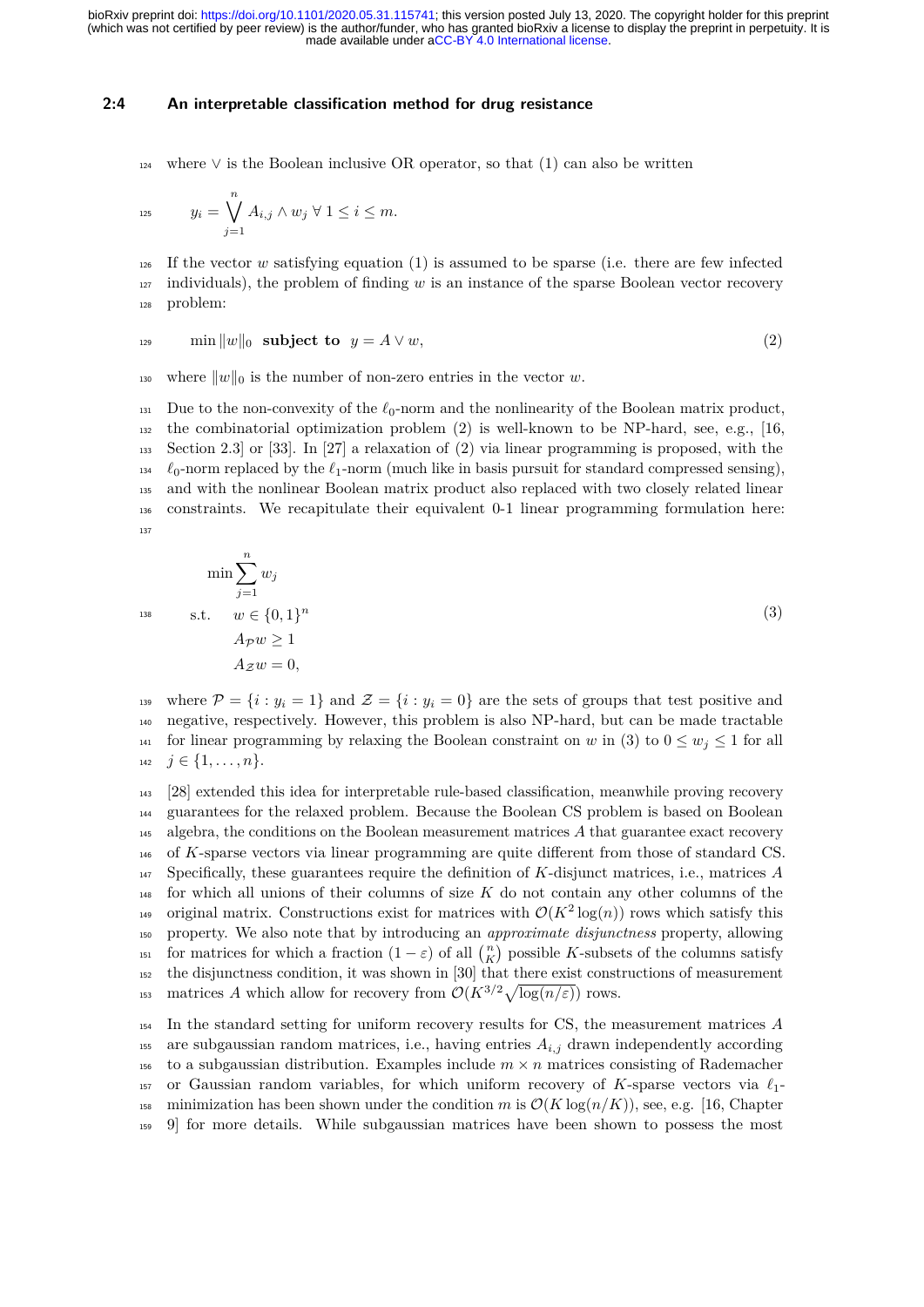where $\vee$ is the Boolean inclusive OR operator, so that (1) can also be written

$$y_i = \bigvee_{j=1}^{n} A_{i,j} \wedge w_j \;\forall\; 1 \leq i \leq m.$$

If the vector $w$ satisfying equation (1) is assumed to be sparse (i.e. there are few infected individuals), the problem of finding $w$ is an instance of the sparse Boolean vector recovery problem:

$$\min \|w\|_0 \;\; \textbf{subject to} \;\; y = A \vee w, \tag{2}$$

where $\|w\|_0$ is the number of non-zero entries in the vector $w$.

Due to the non-convexity of the $\ell_0$-norm and the nonlinearity of the Boolean matrix product, the combinatorial optimization problem (2) is well-known to be NP-hard, see, e.g., [16, Section 2.3] or [33]. In [27] a relaxation of (2) via linear programming is proposed, with the $\ell_0$-norm replaced by the $\ell_1$-norm (much like in basis pursuit for standard compressed sensing), and with the nonlinear Boolean matrix product also replaced with two closely related linear constraints. We recapitulate their equivalent 0-1 linear programming formulation here:

$$\begin{aligned} \min & \sum_{j=1}^{n} w_j \\ \text{s.t.} \quad & w \in \{0,1\}^n \\ & A_{\mathcal{P}} w \geq 1 \\ & A_{\mathcal{Z}} w = 0, \end{aligned} \tag{3}$$

where $\mathcal{P} = \{i : y_i = 1\}$ and $\mathcal{Z} = \{i : y_i = 0\}$ are the sets of groups that test positive and negative, respectively. However, this problem is also NP-hard, but can be made tractable for linear programming by relaxing the Boolean constraint on $w$ in (3) to $0 \leq w_j \leq 1$ for all $j \in \{1, \ldots, n\}$.

[28] extended this idea for interpretable rule-based classification, meanwhile proving recovery guarantees for the relaxed problem. Because the Boolean CS problem is based on Boolean algebra, the conditions on the Boolean measurement matrices $A$ that guarantee exact recovery of $K$-sparse vectors via linear programming are quite different from those of standard CS. Specifically, these guarantees require the definition of $K$-disjunct matrices, i.e., matrices $A$ for which all unions of their columns of size $K$ do not contain any other columns of the original matrix. Constructions exist for matrices with $\mathcal{O}(K^2 \log(n))$ rows which satisfy this property. We also note that by introducing an *approximate disjunctness* property, allowing for matrices for which a fraction $(1 - \varepsilon)$ of all $\binom{n}{K}$ possible $K$-subsets of the columns satisfy the disjunctness condition, it was shown in [30] that there exist constructions of measurement matrices $A$ which allow for recovery from $\mathcal{O}(K^{3/2}\sqrt{\log(n/\varepsilon)})$ rows.

In the standard setting for uniform recovery results for CS, the measurement matrices $A$ are subgaussian random matrices, i.e., having entries $A_{i,j}$ drawn independently according to a subgaussian distribution. Examples include $m \times n$ matrices consisting of Rademacher or Gaussian random variables, for which uniform recovery of $K$-sparse vectors via $\ell_1$-minimization has been shown under the condition $m$ is $\mathcal{O}(K \log(n/K))$, see, e.g. [16, Chapter 9] for more details. While subgaussian matrices have been shown to possess the most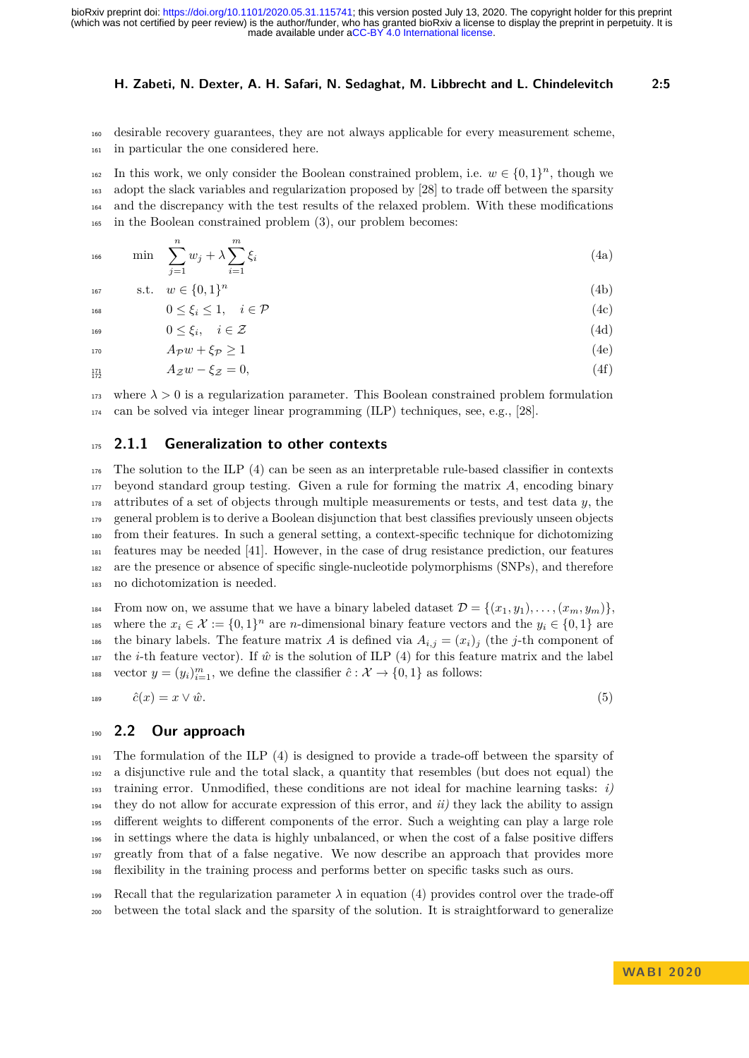desirable recovery guarantees, they are not always applicable for every measurement scheme, in particular the one considered here.

In this work, we only consider the Boolean constrained problem, i.e. $w \in \{0,1\}^n$, though we adopt the slack variables and regularization proposed by [28] to trade off between the sparsity and the discrepancy with the test results of the relaxed problem. With these modifications in the Boolean constrained problem (3), our problem becomes:

$$
\begin{aligned}
\min \quad & \sum_{j=1}^{n} w_j + \lambda \sum_{i=1}^{m} \xi_i && \text{(4a)}\\
\text{s.t.} \quad & w \in \{0,1\}^n && \text{(4b)}\\
& 0 \leq \xi_i \leq 1, \quad i \in \mathcal{P} && \text{(4c)}\\
& 0 \leq \xi_i, \quad i \in \mathcal{Z} && \text{(4d)}\\
& A_{\mathcal{P}} w + \xi_{\mathcal{P}} \geq 1 && \text{(4e)}\\
& A_{\mathcal{Z}} w - \xi_{\mathcal{Z}} = 0, && \text{(4f)}
\end{aligned}
$$

where $\lambda > 0$ is a regularization parameter. This Boolean constrained problem formulation can be solved via integer linear programming (ILP) techniques, see, e.g., [28].

### 2.1.1 Generalization to other contexts

The solution to the ILP (4) can be seen as an interpretable rule-based classifier in contexts beyond standard group testing. Given a rule for forming the matrix $A$, encoding binary attributes of a set of objects through multiple measurements or tests, and test data $y$, the general problem is to derive a Boolean disjunction that best classifies previously unseen objects from their features. In such a general setting, a context-specific technique for dichotomizing features may be needed [41]. However, in the case of drug resistance prediction, our features are the presence or absence of specific single-nucleotide polymorphisms (SNPs), and therefore no dichotomization is needed.

From now on, we assume that we have a binary labeled dataset $\mathcal{D} = \{(x_1, y_1), \ldots, (x_m, y_m)\}$, where the $x_i \in \mathcal{X} := \{0,1\}^n$ are $n$-dimensional binary feature vectors and the $y_i \in \{0,1\}$ are the binary labels. The feature matrix $A$ is defined via $A_{i,j} = (x_i)_j$ (the $j$-th component of the $i$-th feature vector). If $\hat{w}$ is the solution of ILP (4) for this feature matrix and the label vector $y = (y_i)_{i=1}^m$, we define the classifier $\hat{c} : \mathcal{X} \to \{0,1\}$ as follows:

$$\hat{c}(x) = x \vee \hat{w}. \tag{5}$$

## 2.2 Our approach

The formulation of the ILP (4) is designed to provide a trade-off between the sparsity of a disjunctive rule and the total slack, a quantity that resembles (but does not equal) the training error. Unmodified, these conditions are not ideal for machine learning tasks: *i)* they do not allow for accurate expression of this error, and *ii)* they lack the ability to assign different weights to different components of the error. Such a weighting can play a large role in settings where the data is highly unbalanced, or when the cost of a false positive differs greatly from that of a false negative. We now describe an approach that provides more flexibility in the training process and performs better on specific tasks such as ours.

Recall that the regularization parameter $\lambda$ in equation (4) provides control over the trade-off between the total slack and the sparsity of the solution. It is straightforward to generalize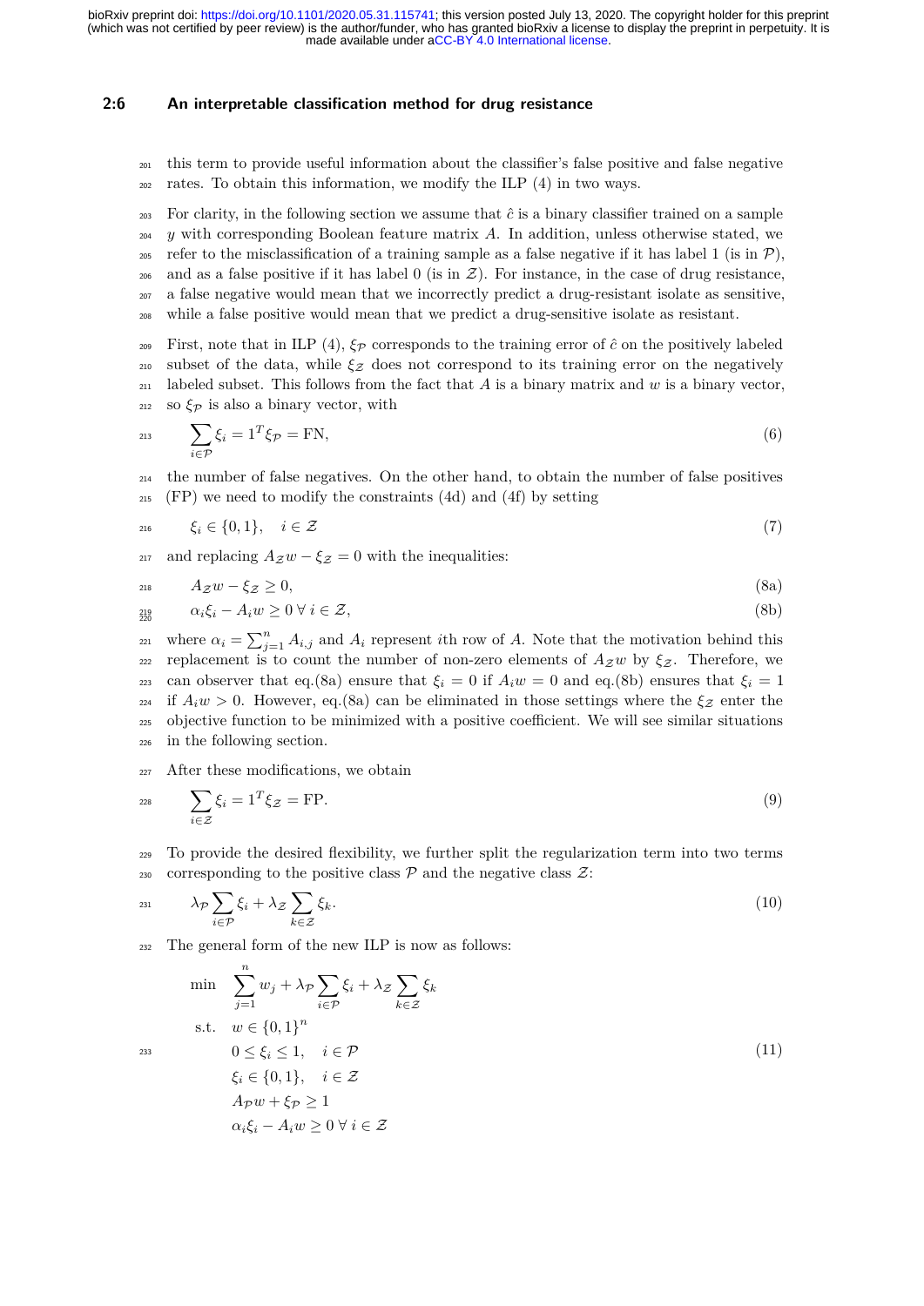this term to provide useful information about the classifier's false positive and false negative rates. To obtain this information, we modify the ILP (4) in two ways.

For clarity, in the following section we assume that $\hat{c}$ is a binary classifier trained on a sample $y$ with corresponding Boolean feature matrix $A$. In addition, unless otherwise stated, we refer to the misclassification of a training sample as a false negative if it has label 1 (is in $\mathcal{P}$), and as a false positive if it has label 0 (is in $\mathcal{Z}$). For instance, in the case of drug resistance, a false negative would mean that we incorrectly predict a drug-resistant isolate as sensitive, while a false positive would mean that we predict a drug-sensitive isolate as resistant.

First, note that in ILP (4), $\xi_{\mathcal{P}}$ corresponds to the training error of $\hat{c}$ on the positively labeled subset of the data, while $\xi_{\mathcal{Z}}$ does not correspond to its training error on the negatively labeled subset. This follows from the fact that $A$ is a binary matrix and $w$ is a binary vector, so $\xi_{\mathcal{P}}$ is also a binary vector, with

$$\sum_{i \in \mathcal{P}} \xi_i = 1^T \xi_{\mathcal{P}} = \text{FN}, \tag{6}$$

the number of false negatives. On the other hand, to obtain the number of false positives (FP) we need to modify the constraints (4d) and (4f) by setting

$$\xi_i \in \{0, 1\}, \quad i \in \mathcal{Z} \tag{7}$$

and replacing $A_{\mathcal{Z}} w - \xi_{\mathcal{Z}} = 0$ with the inequalities:

$$A_{\mathcal{Z}} w - \xi_{\mathcal{Z}} \geq 0, \tag{8a}$$

$$\alpha_i \xi_i - A_i w \geq 0 \; \forall \; i \in \mathcal{Z}, \tag{8b}$$

where $\alpha_i = \sum_{j=1}^{n} A_{i,j}$ and $A_i$ represent $i$th row of $A$. Note that the motivation behind this replacement is to count the number of non-zero elements of $A_{\mathcal{Z}} w$ by $\xi_{\mathcal{Z}}$. Therefore, we can observer that eq.(8a) ensure that $\xi_i = 0$ if $A_i w = 0$ and eq.(8b) ensures that $\xi_i = 1$ if $A_i w > 0$. However, eq.(8a) can be eliminated in those settings where the $\xi_{\mathcal{Z}}$ enter the objective function to be minimized with a positive coefficient. We will see similar situations in the following section.

After these modifications, we obtain

$$\sum_{i \in \mathcal{Z}} \xi_i = 1^T \xi_{\mathcal{Z}} = \text{FP}. \tag{9}$$

To provide the desired flexibility, we further split the regularization term into two terms corresponding to the positive class $\mathcal{P}$ and the negative class $\mathcal{Z}$:

$$\lambda_{\mathcal{P}} \sum_{i \in \mathcal{P}} \xi_i + \lambda_{\mathcal{Z}} \sum_{k \in \mathcal{Z}} \xi_k. \tag{10}$$

The general form of the new ILP is now as follows:

$$\begin{aligned} \min \quad & \sum_{j=1}^{n} w_j + \lambda_{\mathcal{P}} \sum_{i \in \mathcal{P}} \xi_i + \lambda_{\mathcal{Z}} \sum_{k \in \mathcal{Z}} \xi_k \\ \text{s.t.} \quad & w \in \{0, 1\}^n \\ & 0 \leq \xi_i \leq 1, \quad i \in \mathcal{P} \\ & \xi_i \in \{0, 1\}, \quad i \in \mathcal{Z} \\ & A_{\mathcal{P}} w + \xi_{\mathcal{P}} \geq 1 \\ & \alpha_i \xi_i - A_i w \geq 0 \; \forall \; i \in \mathcal{Z} \end{aligned} \tag{11}$$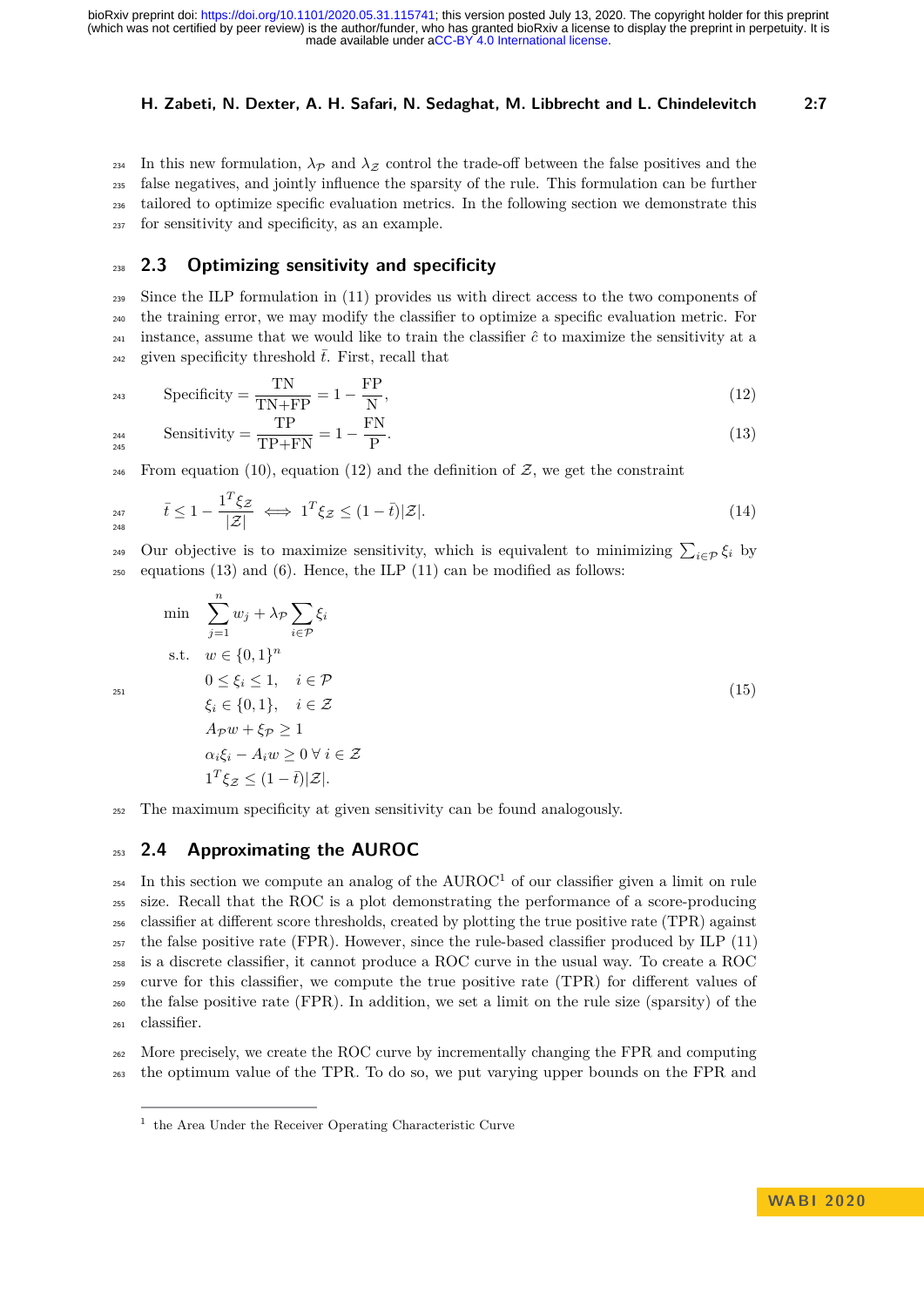In this new formulation, $\lambda_{\mathcal{P}}$ and $\lambda_{\mathcal{Z}}$ control the trade-off between the false positives and the false negatives, and jointly influence the sparsity of the rule. This formulation can be further tailored to optimize specific evaluation metrics. In the following section we demonstrate this for sensitivity and specificity, as an example.

## 2.3 Optimizing sensitivity and specificity

Since the ILP formulation in (11) provides us with direct access to the two components of the training error, we may modify the classifier to optimize a specific evaluation metric. For instance, assume that we would like to train the classifier $\hat{c}$ to maximize the sensitivity at a given specificity threshold $\bar{t}$. First, recall that

$$\text{Specificity} = \frac{\text{TN}}{\text{TN+FP}} = 1 - \frac{\text{FP}}{\text{N}}, \tag{12}$$

$$\text{Sensitivity} = \frac{\text{TP}}{\text{TP+FN}} = 1 - \frac{\text{FN}}{\text{P}}. \tag{13}$$

From equation (10), equation (12) and the definition of $\mathcal{Z}$, we get the constraint

$$\bar{t} \leq 1 - \frac{1^T \xi_{\mathcal{Z}}}{|\mathcal{Z}|} \iff 1^T \xi_{\mathcal{Z}} \leq (1 - \bar{t})|\mathcal{Z}|. \tag{14}$$

Our objective is to maximize sensitivity, which is equivalent to minimizing $\sum_{i \in \mathcal{P}} \xi_i$ by equations (13) and (6). Hence, the ILP (11) can be modified as follows:

$$\begin{aligned}
\min \quad & \sum_{j=1}^{n} w_j + \lambda_{\mathcal{P}} \sum_{i \in \mathcal{P}} \xi_i \\
\text{s.t.} \quad & w \in \{0,1\}^n \\
& 0 \leq \xi_i \leq 1, \quad i \in \mathcal{P} \\
& \xi_i \in \{0,1\}, \quad i \in \mathcal{Z} \\
& A_{\mathcal{P}} w + \xi_{\mathcal{P}} \geq 1 \\
& \alpha_i \xi_i - A_i w \geq 0 \; \forall \; i \in \mathcal{Z} \\
& 1^T \xi_{\mathcal{Z}} \leq (1 - \bar{t})|\mathcal{Z}|.
\end{aligned} \tag{15}$$

The maximum specificity at given sensitivity can be found analogously.

## 2.4 Approximating the AUROC

In this section we compute an analog of the AUROC[1] of our classifier given a limit on rule size. Recall that the ROC is a plot demonstrating the performance of a score-producing classifier at different score thresholds, created by plotting the true positive rate (TPR) against the false positive rate (FPR). However, since the rule-based classifier produced by ILP (11) is a discrete classifier, it cannot produce a ROC curve in the usual way. To create a ROC curve for this classifier, we compute the true positive rate (TPR) for different values of the false positive rate (FPR). In addition, we set a limit on the rule size (sparsity) of the classifier.

More precisely, we create the ROC curve by incrementally changing the FPR and computing the optimum value of the TPR. To do so, we put varying upper bounds on the FPR and

[1] the Area Under the Receiver Operating Characteristic Curve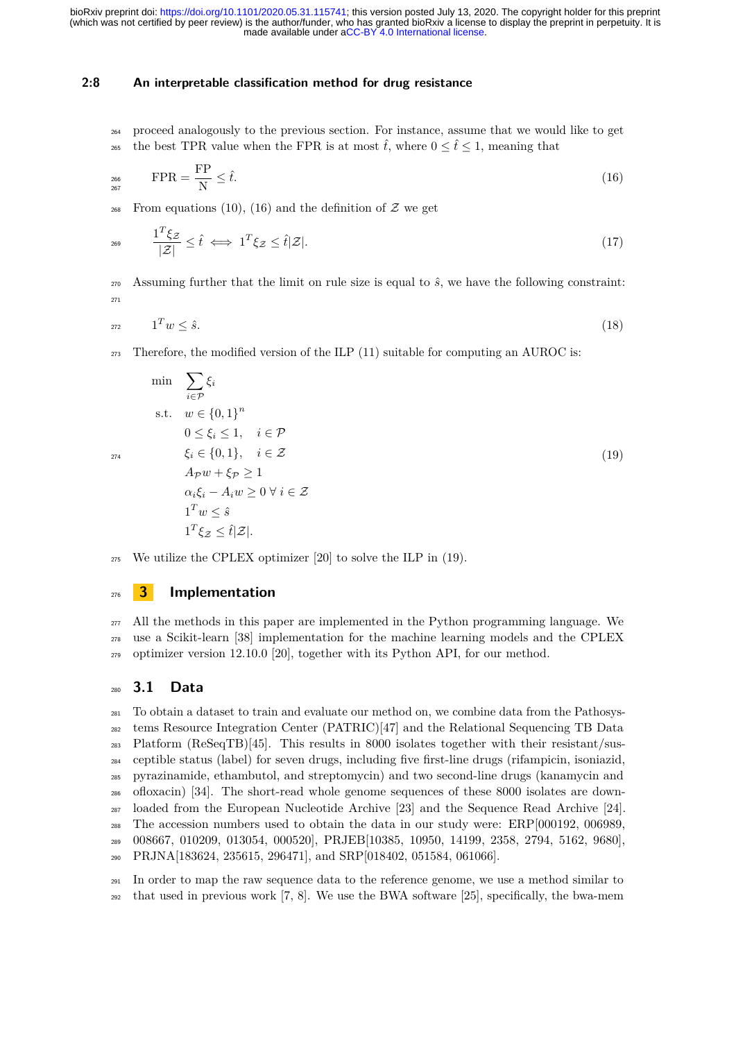proceed analogously to the previous section. For instance, assume that we would like to get the best TPR value when the FPR is at most $\hat{t}$, where $0 \leq \hat{t} \leq 1$, meaning that

$$\text{FPR} = \frac{\text{FP}}{\text{N}} \leq \hat{t}. \tag{16}$$

From equations (10), (16) and the definition of $\mathcal{Z}$ we get

$$\frac{1^T \xi_{\mathcal{Z}}}{|\mathcal{Z}|} \leq \hat{t} \iff 1^T \xi_{\mathcal{Z}} \leq \hat{t}|\mathcal{Z}|. \tag{17}$$

Assuming further that the limit on rule size is equal to $\hat{s}$, we have the following constraint:

$$1^T w \leq \hat{s}. \tag{18}$$

Therefore, the modified version of the ILP (11) suitable for computing an AUROC is:

$$\begin{aligned}
\min \quad & \sum_{i \in \mathcal{P}} \xi_i \\
\text{s.t.} \quad & w \in \{0,1\}^n \\
& 0 \leq \xi_i \leq 1, \quad i \in \mathcal{P} \\
& \xi_i \in \{0,1\}, \quad i \in \mathcal{Z} \\
& A_{\mathcal{P}} w + \xi_{\mathcal{P}} \geq 1 \\
& \alpha_i \xi_i - A_i w \geq 0 \ \forall \, i \in \mathcal{Z} \\
& 1^T w \leq \hat{s} \\
& 1^T \xi_{\mathcal{Z}} \leq \hat{t}|\mathcal{Z}|.
\end{aligned} \tag{19}$$

We utilize the CPLEX optimizer [20] to solve the ILP in (19).

## 3 Implementation

All the methods in this paper are implemented in the Python programming language. We use a Scikit-learn [38] implementation for the machine learning models and the CPLEX optimizer version 12.10.0 [20], together with its Python API, for our method.

### 3.1 Data

To obtain a dataset to train and evaluate our method on, we combine data from the Pathosystems Resource Integration Center (PATRIC)[47] and the Relational Sequencing TB Data Platform (ReSeqTB)[45]. This results in 8000 isolates together with their resistant/susceptible status (label) for seven drugs, including five first-line drugs (rifampicin, isoniazid, pyrazinamide, ethambutol, and streptomycin) and two second-line drugs (kanamycin and ofloxacin) [34]. The short-read whole genome sequences of these 8000 isolates are downloaded from the European Nucleotide Archive [23] and the Sequence Read Archive [24]. The accession numbers used to obtain the data in our study were: ERP[000192, 006989, 008667, 010209, 013054, 000520], PRJEB[10385, 10950, 14199, 2358, 2794, 5162, 9680], PRJNA[183624, 235615, 296471], and SRP[018402, 051584, 061066].

In order to map the raw sequence data to the reference genome, we use a method similar to that used in previous work [7, 8]. We use the BWA software [25], specifically, the bwa-mem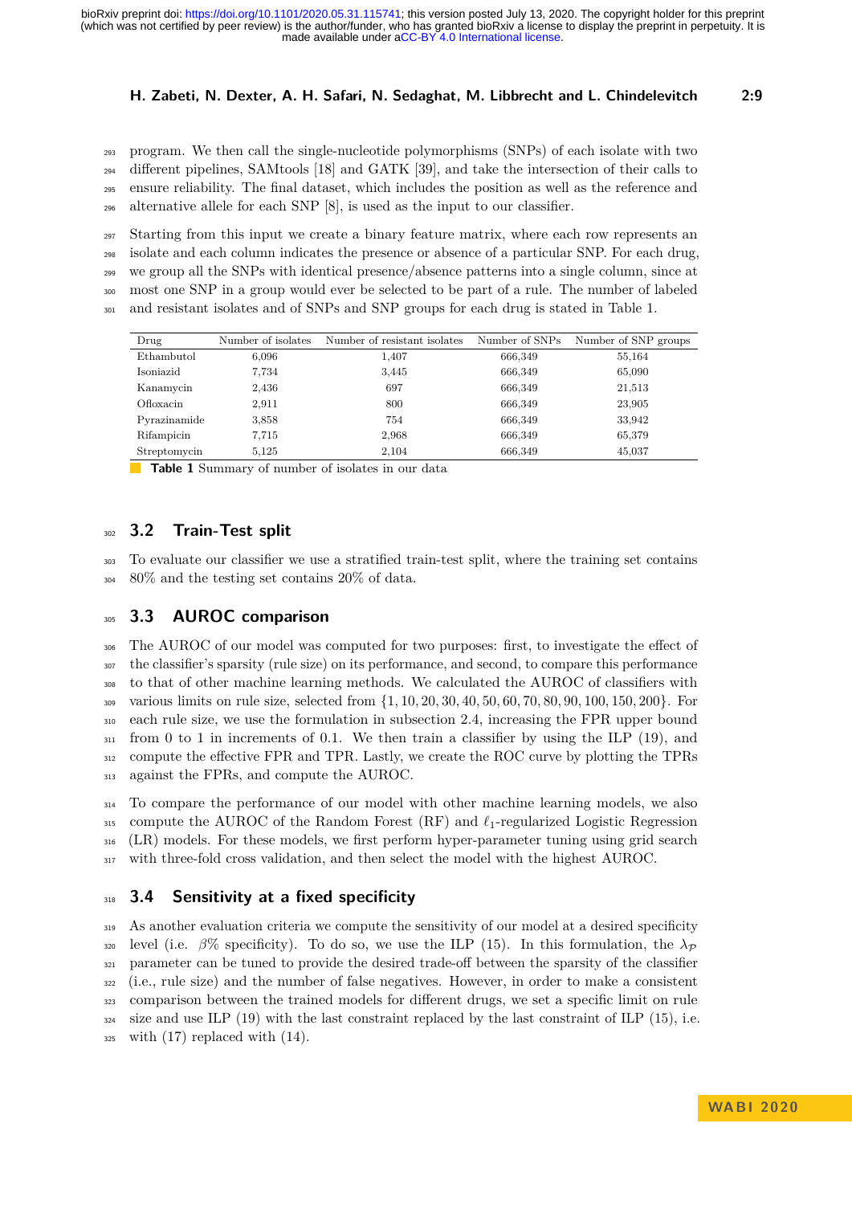program. We then call the single-nucleotide polymorphisms (SNPs) of each isolate with two different pipelines, SAMtools [18] and GATK [39], and take the intersection of their calls to ensure reliability. The final dataset, which includes the position as well as the reference and alternative allele for each SNP [8], is used as the input to our classifier.

Starting from this input we create a binary feature matrix, where each row represents an isolate and each column indicates the presence or absence of a particular SNP. For each drug, we group all the SNPs with identical presence/absence patterns into a single column, since at most one SNP in a group would ever be selected to be part of a rule. The number of labeled and resistant isolates and of SNPs and SNP groups for each drug is stated in Table 1.

| Drug | Number of isolates | Number of resistant isolates | Number of SNPs | Number of SNP groups |
|---|---|---|---|---|
| Ethambutol | 6,096 | 1,407 | 666,349 | 55,164 |
| Isoniazid | 7,734 | 3,445 | 666,349 | 65,090 |
| Kanamycin | 2,436 | 697 | 666,349 | 21,513 |
| Ofloxacin | 2,911 | 800 | 666,349 | 23,905 |
| Pyrazinamide | 3,858 | 754 | 666,349 | 33,942 |
| Rifampicin | 7,715 | 2,968 | 666,349 | 65,379 |
| Streptomycin | 5,125 | 2,104 | 666,349 | 45,037 |

**Table 1** Summary of number of isolates in our data

## 3.2 Train-Test split

To evaluate our classifier we use a stratified train-test split, where the training set contains 80% and the testing set contains 20% of data.

## 3.3 AUROC comparison

The AUROC of our model was computed for two purposes: first, to investigate the effect of the classifier's sparsity (rule size) on its performance, and second, to compare this performance to that of other machine learning methods. We calculated the AUROC of classifiers with various limits on rule size, selected from $\{1, 10, 20, 30, 40, 50, 60, 70, 80, 90, 100, 150, 200\}$. For each rule size, we use the formulation in subsection 2.4, increasing the FPR upper bound from 0 to 1 in increments of 0.1. We then train a classifier by using the ILP (19), and compute the effective FPR and TPR. Lastly, we create the ROC curve by plotting the TPRs against the FPRs, and compute the AUROC.

To compare the performance of our model with other machine learning models, we also compute the AUROC of the Random Forest (RF) and $\ell_1$-regularized Logistic Regression (LR) models. For these models, we first perform hyper-parameter tuning using grid search with three-fold cross validation, and then select the model with the highest AUROC.

## 3.4 Sensitivity at a fixed specificity

As another evaluation criteria we compute the sensitivity of our model at a desired specificity level (i.e. $\beta$% specificity). To do so, we use the ILP (15). In this formulation, the $\lambda_{\mathcal{P}}$ parameter can be tuned to provide the desired trade-off between the sparsity of the classifier (i.e., rule size) and the number of false negatives. However, in order to make a consistent comparison between the trained models for different drugs, we set a specific limit on rule size and use ILP (19) with the last constraint replaced by the last constraint of ILP (15), i.e. with (17) replaced with (14).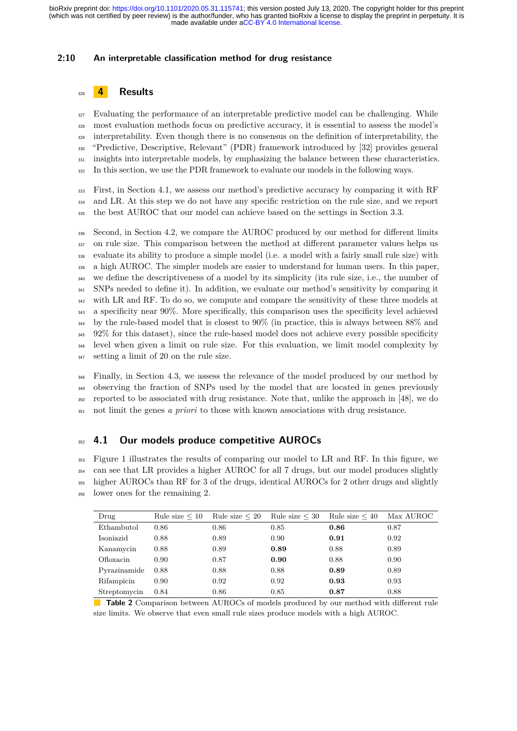## 4 Results

Evaluating the performance of an interpretable predictive model can be challenging. While most evaluation methods focus on predictive accuracy, it is essential to assess the model's interpretability. Even though there is no consensus on the definition of interpretability, the "Predictive, Descriptive, Relevant" (PDR) framework introduced by [32] provides general insights into interpretable models, by emphasizing the balance between these characteristics. In this section, we use the PDR framework to evaluate our models in the following ways.

First, in Section 4.1, we assess our method's predictive accuracy by comparing it with RF and LR. At this step we do not have any specific restriction on the rule size, and we report the best AUROC that our model can achieve based on the settings in Section 3.3.

Second, in Section 4.2, we compare the AUROC produced by our method for different limits on rule size. This comparison between the method at different parameter values helps us evaluate its ability to produce a simple model (i.e. a model with a fairly small rule size) with a high AUROC. The simpler models are easier to understand for human users. In this paper, we define the descriptiveness of a model by its simplicity (its rule size, i.e., the number of SNPs needed to define it). In addition, we evaluate our method's sensitivity by comparing it with LR and RF. To do so, we compute and compare the sensitivity of these three models at a specificity near 90%. More specifically, this comparison uses the specificity level achieved by the rule-based model that is closest to 90% (in practice, this is always between 88% and 92% for this dataset), since the rule-based model does not achieve every possible specificity level when given a limit on rule size. For this evaluation, we limit model complexity by setting a limit of 20 on the rule size.

Finally, in Section 4.3, we assess the relevance of the model produced by our method by observing the fraction of SNPs used by the model that are located in genes previously reported to be associated with drug resistance. Note that, unlike the approach in [48], we do not limit the genes *a priori* to those with known associations with drug resistance.

### 4.1 Our models produce competitive AUROCs

Figure 1 illustrates the results of comparing our model to LR and RF. In this figure, we can see that LR provides a higher AUROC for all 7 drugs, but our model produces slightly higher AUROCs than RF for 3 of the drugs, identical AUROCs for 2 other drugs and slightly lower ones for the remaining 2.

| Drug | Rule size $\leq 10$ | Rule size $\leq 20$ | Rule size $\leq 30$ | Rule size $\leq 40$ | Max AUROC |
|---|---|---|---|---|---|
| Ethambutol | 0.86 | 0.86 | 0.85 | **0.86** | 0.87 |
| Isoniazid | 0.88 | 0.89 | 0.90 | **0.91** | 0.92 |
| Kanamycin | 0.88 | 0.89 | **0.89** | 0.88 | 0.89 |
| Ofloxacin | 0.90 | 0.87 | **0.90** | 0.88 | 0.90 |
| Pyrazinamide | 0.88 | 0.88 | 0.88 | **0.89** | 0.89 |
| Rifampicin | 0.90 | 0.92 | 0.92 | **0.93** | 0.93 |
| Streptomycin | 0.84 | 0.86 | 0.85 | **0.87** | 0.88 |

**Table 2** Comparison between AUROCs of models produced by our method with different rule size limits. We observe that even small rule sizes produce models with a high AUROC.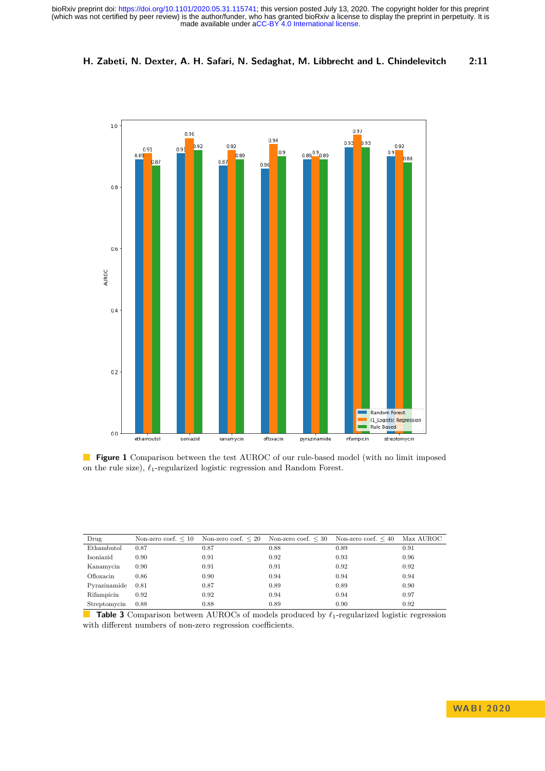**Figure 1** Comparison between the test AUROC of our rule-based model (with no limit imposed on the rule size), $\ell_1$-regularized logistic regression and Random Forest.

| Drug | Non-zero coef. $\leq 10$ | Non-zero coef. $\leq 20$ | Non-zero coef. $\leq 30$ | Non-zero coef. $\leq 40$ | Max AUROC |
|---|---|---|---|---|---|
| Ethambutol | 0.87 | 0.87 | 0.88 | 0.89 | 0.91 |
| Isoniazid | 0.90 | 0.91 | 0.92 | 0.93 | 0.96 |
| Kanamycin | 0.90 | 0.91 | 0.91 | 0.92 | 0.92 |
| Ofloxacin | 0.86 | 0.90 | 0.94 | 0.94 | 0.94 |
| Pyrazinamide | 0.81 | 0.87 | 0.89 | 0.89 | 0.90 |
| Rifampicin | 0.92 | 0.92 | 0.94 | 0.94 | 0.97 |
| Streptomycin | 0.88 | 0.88 | 0.89 | 0.90 | 0.92 |

**Table 3** Comparison between AUROCs of models produced by $\ell_1$-regularized logistic regression with different numbers of non-zero regression coefficients.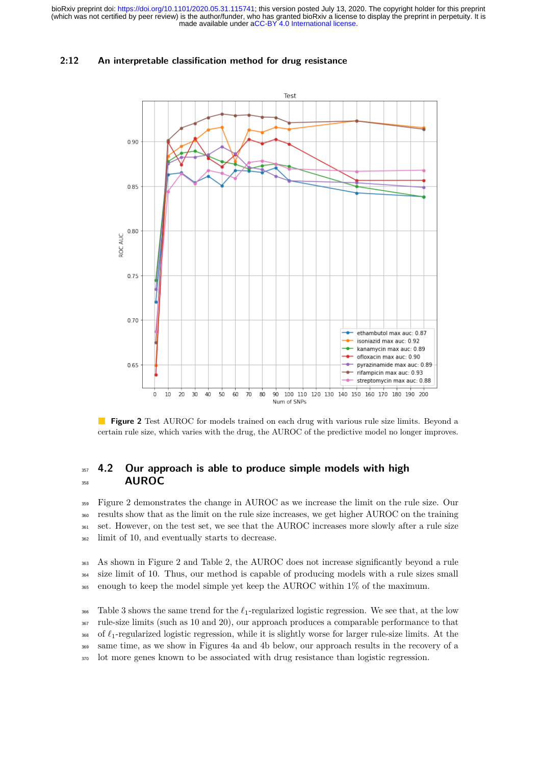**Figure 2** Test AUROC for models trained on each drug with various rule size limits. Beyond a certain rule size, which varies with the drug, the AUROC of the predictive model no longer improves.

## 4.2 Our approach is able to produce simple models with high AUROC

Figure 2 demonstrates the change in AUROC as we increase the limit on the rule size. Our results show that as the limit on the rule size increases, we get higher AUROC on the training set. However, on the test set, we see that the AUROC increases more slowly after a rule size limit of 10, and eventually starts to decrease.

As shown in Figure 2 and Table 2, the AUROC does not increase significantly beyond a rule size limit of 10. Thus, our method is capable of producing models with a rule sizes small enough to keep the model simple yet keep the AUROC within 1% of the maximum.

Table 3 shows the same trend for the $\ell_1$-regularized logistic regression. We see that, at the low rule-size limits (such as 10 and 20), our approach produces a comparable performance to that of $\ell_1$-regularized logistic regression, while it is slightly worse for larger rule-size limits. At the same time, as we show in Figures 4a and 4b below, our approach results in the recovery of a lot more genes known to be associated with drug resistance than logistic regression.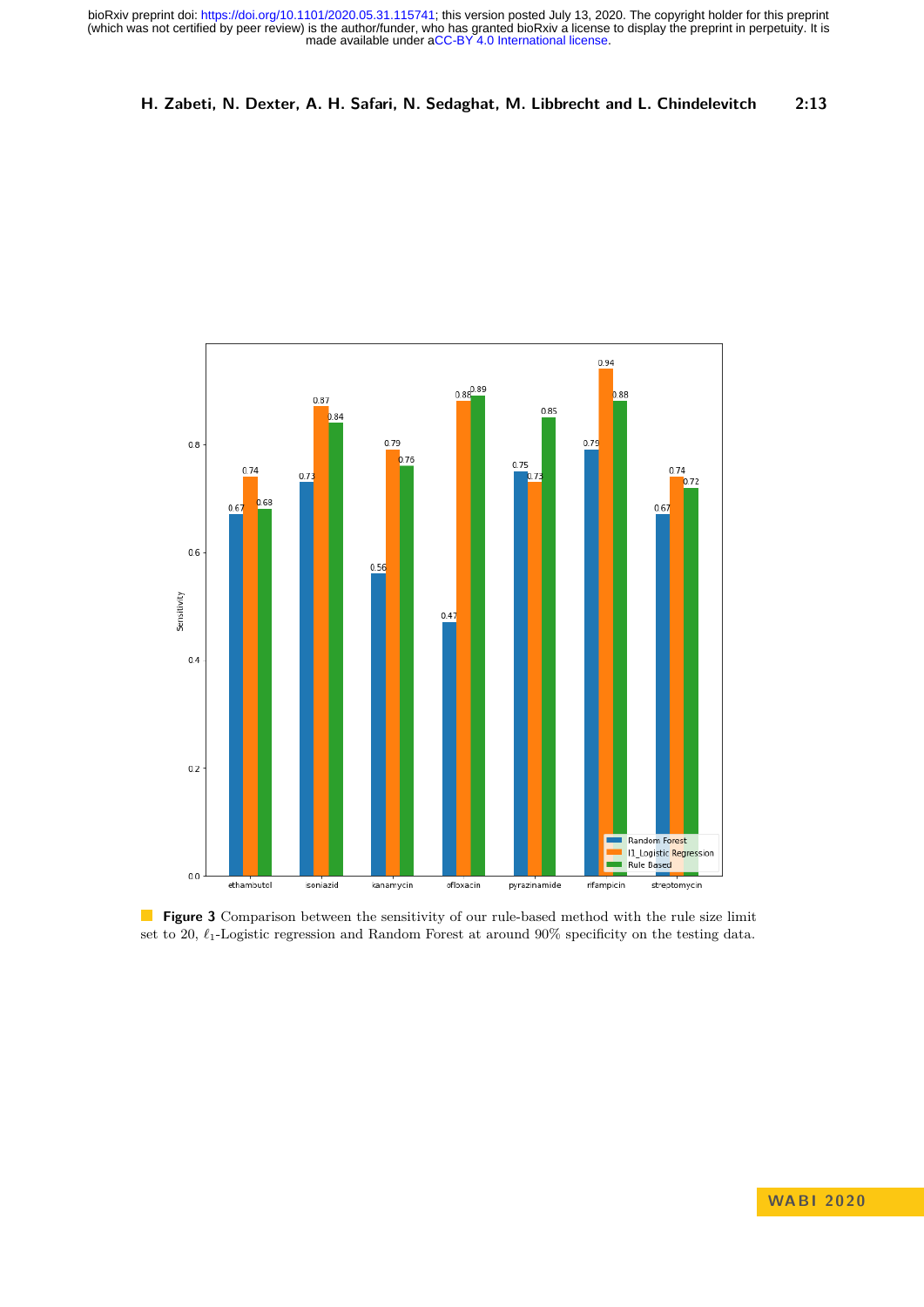**Figure 3** Comparison between the sensitivity of our rule-based method with the rule size limit set to 20, $\ell_1$-Logistic regression and Random Forest at around 90% specificity on the testing data.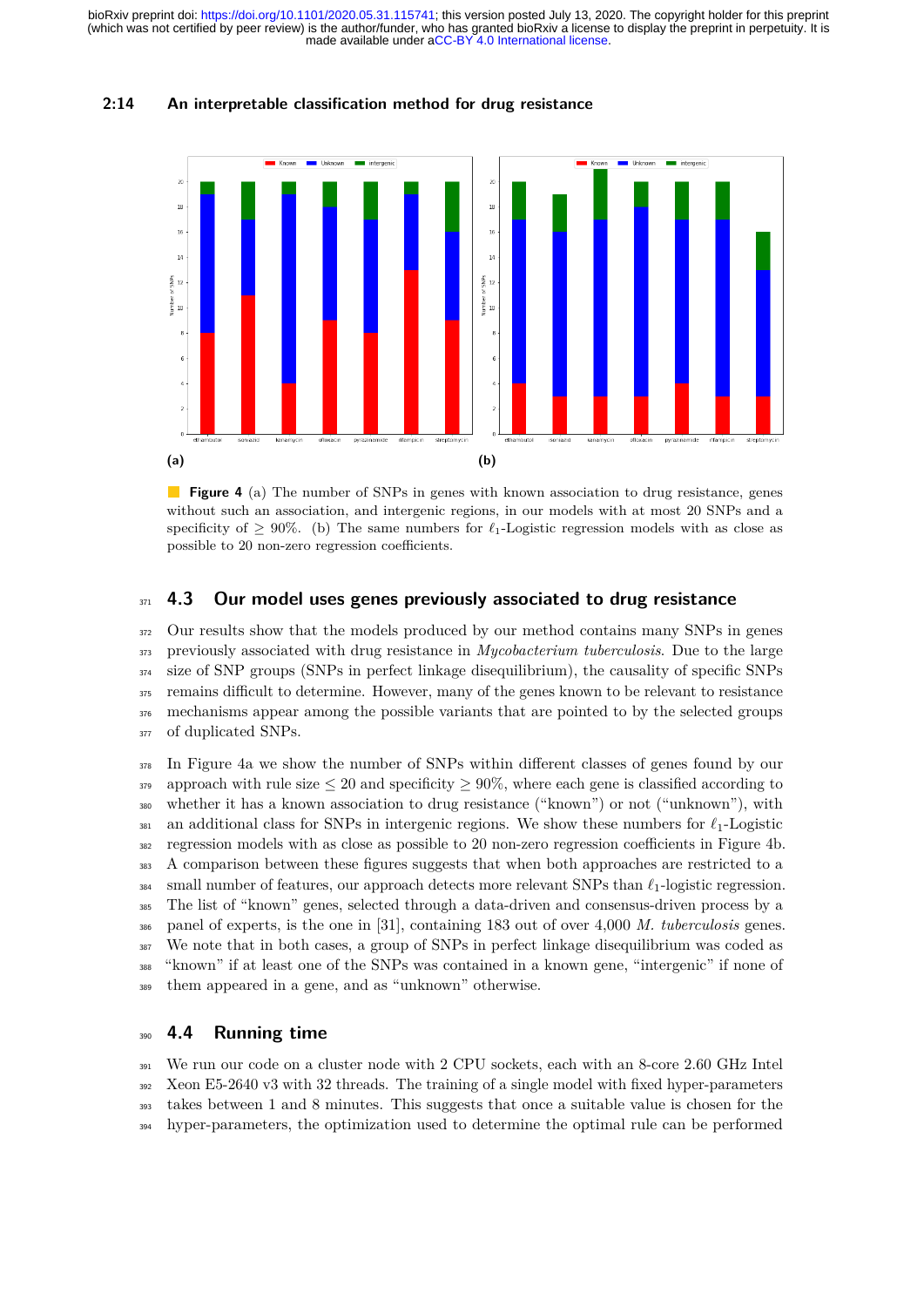**Figure 4** (a) The number of SNPs in genes with known association to drug resistance, genes without such an association, and intergenic regions, in our models with at most 20 SNPs and a specificity of $\geq 90\%$. (b) The same numbers for $\ell_1$-Logistic regression models with as close as possible to 20 non-zero regression coefficients.

## 4.3 Our model uses genes previously associated to drug resistance

Our results show that the models produced by our method contains many SNPs in genes previously associated with drug resistance in *Mycobacterium tuberculosis*. Due to the large size of SNP groups (SNPs in perfect linkage disequilibrium), the causality of specific SNPs remains difficult to determine. However, many of the genes known to be relevant to resistance mechanisms appear among the possible variants that are pointed to by the selected groups of duplicated SNPs.

In Figure 4a we show the number of SNPs within different classes of genes found by our approach with rule size $\leq 20$ and specificity $\geq 90\%$, where each gene is classified according to whether it has a known association to drug resistance ("known") or not ("unknown"), with an additional class for SNPs in intergenic regions. We show these numbers for $\ell_1$-Logistic regression models with as close as possible to 20 non-zero regression coefficients in Figure 4b. A comparison between these figures suggests that when both approaches are restricted to a small number of features, our approach detects more relevant SNPs than $\ell_1$-logistic regression. The list of "known" genes, selected through a data-driven and consensus-driven process by a panel of experts, is the one in [31], containing 183 out of over 4,000 *M. tuberculosis* genes. We note that in both cases, a group of SNPs in perfect linkage disequilibrium was coded as "known" if at least one of the SNPs was contained in a known gene, "intergenic" if none of them appeared in a gene, and as "unknown" otherwise.

## 4.4 Running time

We run our code on a cluster node with 2 CPU sockets, each with an 8-core 2.60 GHz Intel Xeon E5-2640 v3 with 32 threads. The training of a single model with fixed hyper-parameters takes between 1 and 8 minutes. This suggests that once a suitable value is chosen for the hyper-parameters, the optimization used to determine the optimal rule can be performed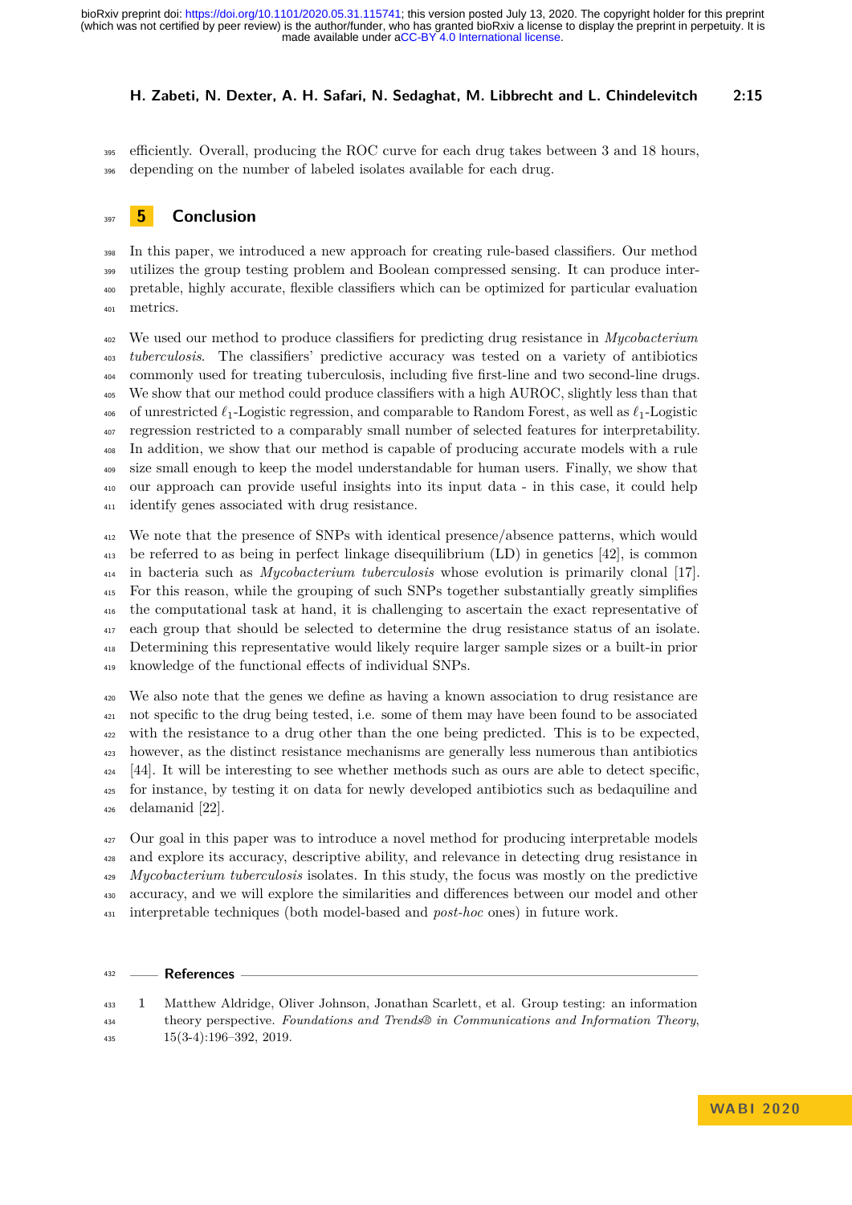efficiently. Overall, producing the ROC curve for each drug takes between 3 and 18 hours, depending on the number of labeled isolates available for each drug.

## 5 Conclusion

In this paper, we introduced a new approach for creating rule-based classifiers. Our method utilizes the group testing problem and Boolean compressed sensing. It can produce interpretable, highly accurate, flexible classifiers which can be optimized for particular evaluation metrics.

We used our method to produce classifiers for predicting drug resistance in *Mycobacterium tuberculosis*. The classifiers' predictive accuracy was tested on a variety of antibiotics commonly used for treating tuberculosis, including five first-line and two second-line drugs. We show that our method could produce classifiers with a high AUROC, slightly less than that of unrestricted $\ell_1$-Logistic regression, and comparable to Random Forest, as well as $\ell_1$-Logistic regression restricted to a comparably small number of selected features for interpretability. In addition, we show that our method is capable of producing accurate models with a rule size small enough to keep the model understandable for human users. Finally, we show that our approach can provide useful insights into its input data - in this case, it could help identify genes associated with drug resistance.

We note that the presence of SNPs with identical presence/absence patterns, which would be referred to as being in perfect linkage disequilibrium (LD) in genetics [42], is common in bacteria such as *Mycobacterium tuberculosis* whose evolution is primarily clonal [17]. For this reason, while the grouping of such SNPs together substantially greatly simplifies the computational task at hand, it is challenging to ascertain the exact representative of each group that should be selected to determine the drug resistance status of an isolate. Determining this representative would likely require larger sample sizes or a built-in prior knowledge of the functional effects of individual SNPs.

We also note that the genes we define as having a known association to drug resistance are not specific to the drug being tested, i.e. some of them may have been found to be associated with the resistance to a drug other than the one being predicted. This is to be expected, however, as the distinct resistance mechanisms are generally less numerous than antibiotics [44]. It will be interesting to see whether methods such as ours are able to detect specific, for instance, by testing it on data for newly developed antibiotics such as bedaquiline and delamanid [22].

Our goal in this paper was to introduce a novel method for producing interpretable models and explore its accuracy, descriptive ability, and relevance in detecting drug resistance in *Mycobacterium tuberculosis* isolates. In this study, the focus was mostly on the predictive accuracy, and we will explore the similarities and differences between our model and other interpretable techniques (both model-based and *post-hoc* ones) in future work.

## References

1 Matthew Aldridge, Oliver Johnson, Jonathan Scarlett, et al. Group testing: an information theory perspective. *Foundations and Trends® in Communications and Information Theory*, 15(3-4):196–392, 2019.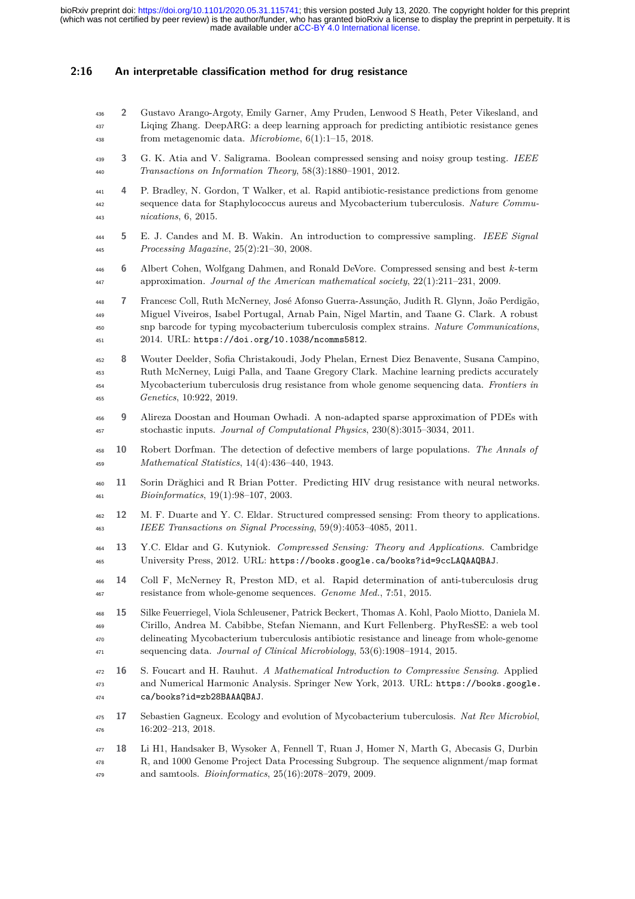2 Gustavo Arango-Argoty, Emily Garner, Amy Pruden, Lenwood S Heath, Peter Vikesland, and Liqing Zhang. DeepARG: a deep learning approach for predicting antibiotic resistance genes from metagenomic data. *Microbiome*, 6(1):1–15, 2018.

3 G. K. Atia and V. Saligrama. Boolean compressed sensing and noisy group testing. *IEEE Transactions on Information Theory*, 58(3):1880–1901, 2012.

4 P. Bradley, N. Gordon, T Walker, et al. Rapid antibiotic-resistance predictions from genome sequence data for Staphylococcus aureus and Mycobacterium tuberculosis. *Nature Communications*, 6, 2015.

5 E. J. Candes and M. B. Wakin. An introduction to compressive sampling. *IEEE Signal Processing Magazine*, 25(2):21–30, 2008.

6 Albert Cohen, Wolfgang Dahmen, and Ronald DeVore. Compressed sensing and best $k$-term approximation. *Journal of the American mathematical society*, 22(1):211–231, 2009.

7 Francesc Coll, Ruth McNerney, José Afonso Guerra-Assunção, Judith R. Glynn, João Perdigão, Miguel Viveiros, Isabel Portugal, Arnab Pain, Nigel Martin, and Taane G. Clark. A robust snp barcode for typing mycobacterium tuberculosis complex strains. *Nature Communications*, 2014. URL: `https://doi.org/10.1038/ncomms5812`.

8 Wouter Deelder, Sofia Christakoudi, Jody Phelan, Ernest Diez Benavente, Susana Campino, Ruth McNerney, Luigi Palla, and Taane Gregory Clark. Machine learning predicts accurately Mycobacterium tuberculosis drug resistance from whole genome sequencing data. *Frontiers in Genetics*, 10:922, 2019.

9 Alireza Doostan and Houman Owhadi. A non-adapted sparse approximation of PDEs with stochastic inputs. *Journal of Computational Physics*, 230(8):3015–3034, 2011.

10 Robert Dorfman. The detection of defective members of large populations. *The Annals of Mathematical Statistics*, 14(4):436–440, 1943.

11 Sorin Drăghici and R Brian Potter. Predicting HIV drug resistance with neural networks. *Bioinformatics*, 19(1):98–107, 2003.

12 M. F. Duarte and Y. C. Eldar. Structured compressed sensing: From theory to applications. *IEEE Transactions on Signal Processing*, 59(9):4053–4085, 2011.

13 Y.C. Eldar and G. Kutyniok. *Compressed Sensing: Theory and Applications*. Cambridge University Press, 2012. URL: `https://books.google.ca/books?id=9ccLAQAAQBAJ`.

14 Coll F, McNerney R, Preston MD, et al. Rapid determination of anti-tuberculosis drug resistance from whole-genome sequences. *Genome Med.*, 7:51, 2015.

15 Silke Feuerriegel, Viola Schleusener, Patrick Beckert, Thomas A. Kohl, Paolo Miotto, Daniela M. Cirillo, Andrea M. Cabibbe, Stefan Niemann, and Kurt Fellenberg. PhyResSE: a web tool delineating Mycobacterium tuberculosis antibiotic resistance and lineage from whole-genome sequencing data. *Journal of Clinical Microbiology*, 53(6):1908–1914, 2015.

16 S. Foucart and H. Rauhut. *A Mathematical Introduction to Compressive Sensing*. Applied and Numerical Harmonic Analysis. Springer New York, 2013. URL: `https://books.google.ca/books?id=zb28BAAAQBAJ`.

17 Sebastien Gagneux. Ecology and evolution of Mycobacterium tuberculosis. *Nat Rev Microbiol*, 16:202–213, 2018.

18 Li H1, Handsaker B, Wysoker A, Fennell T, Ruan J, Homer N, Marth G, Abecasis G, Durbin R, and 1000 Genome Project Data Processing Subgroup. The sequence alignment/map format and samtools. *Bioinformatics*, 25(16):2078–2079, 2009.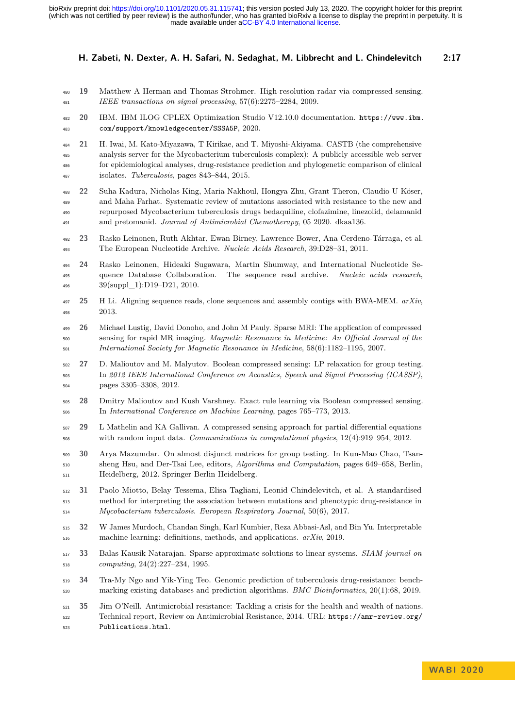19 Matthew A Herman and Thomas Strohmer. High-resolution radar via compressed sensing. *IEEE transactions on signal processing*, 57(6):2275–2284, 2009.

20 IBM. IBM ILOG CPLEX Optimization Studio V12.10.0 documentation. `https://www.ibm.com/support/knowledgecenter/SSSA5P`, 2020.

21 H. Iwai, M. Kato-Miyazawa, T Kirikae, and T. Miyoshi-Akiyama. CASTB (the comprehensive analysis server for the Mycobacterium tuberculosis complex): A publicly accessible web server for epidemiological analyses, drug-resistance prediction and phylogenetic comparison of clinical isolates. *Tuberculosis*, pages 843–844, 2015.

22 Suha Kadura, Nicholas King, Maria Nakhoul, Hongya Zhu, Grant Theron, Claudio U Köser, and Maha Farhat. Systematic review of mutations associated with resistance to the new and repurposed Mycobacterium tuberculosis drugs bedaquiline, clofazimine, linezolid, delamanid and pretomanid. *Journal of Antimicrobial Chemotherapy*, 05 2020. dkaa136.

23 Rasko Leinonen, Ruth Akhtar, Ewan Birney, Lawrence Bower, Ana Cerdeno-Tárraga, et al. The European Nucleotide Archive. *Nucleic Acids Research*, 39:D28–31, 2011.

24 Rasko Leinonen, Hideaki Sugawara, Martin Shumway, and International Nucleotide Sequence Database Collaboration. The sequence read archive. *Nucleic acids research*, 39(suppl_1):D19–D21, 2010.

25 H Li. Aligning sequence reads, clone sequences and assembly contigs with BWA-MEM. *arXiv*, 2013.

26 Michael Lustig, David Donoho, and John M Pauly. Sparse MRI: The application of compressed sensing for rapid MR imaging. *Magnetic Resonance in Medicine: An Official Journal of the International Society for Magnetic Resonance in Medicine*, 58(6):1182–1195, 2007.

27 D. Malioutov and M. Malyutov. Boolean compressed sensing: LP relaxation for group testing. In *2012 IEEE International Conference on Acoustics, Speech and Signal Processing (ICASSP)*, pages 3305–3308, 2012.

28 Dmitry Malioutov and Kush Varshney. Exact rule learning via Boolean compressed sensing. In *International Conference on Machine Learning*, pages 765–773, 2013.

29 L Mathelin and KA Gallivan. A compressed sensing approach for partial differential equations with random input data. *Communications in computational physics*, 12(4):919–954, 2012.

30 Arya Mazumdar. On almost disjunct matrices for group testing. In Kun-Mao Chao, Tsan-sheng Hsu, and Der-Tsai Lee, editors, *Algorithms and Computation*, pages 649–658, Berlin, Heidelberg, 2012. Springer Berlin Heidelberg.

31 Paolo Miotto, Belay Tessema, Elisa Tagliani, Leonid Chindelevitch, et al. A standardised method for interpreting the association between mutations and phenotypic drug-resistance in *Mycobacterium tuberculosis*. *European Respiratory Journal*, 50(6), 2017.

32 W James Murdoch, Chandan Singh, Karl Kumbier, Reza Abbasi-Asl, and Bin Yu. Interpretable machine learning: definitions, methods, and applications. *arXiv*, 2019.

33 Balas Kausik Natarajan. Sparse approximate solutions to linear systems. *SIAM journal on computing*, 24(2):227–234, 1995.

34 Tra-My Ngo and Yik-Ying Teo. Genomic prediction of tuberculosis drug-resistance: benchmarking existing databases and prediction algorithms. *BMC Bioinformatics*, 20(1):68, 2019.

35 Jim O'Neill. Antimicrobial resistance: Tackling a crisis for the health and wealth of nations. Technical report, Review on Antimicrobial Resistance, 2014. URL: `https://amr-review.org/Publications.html`.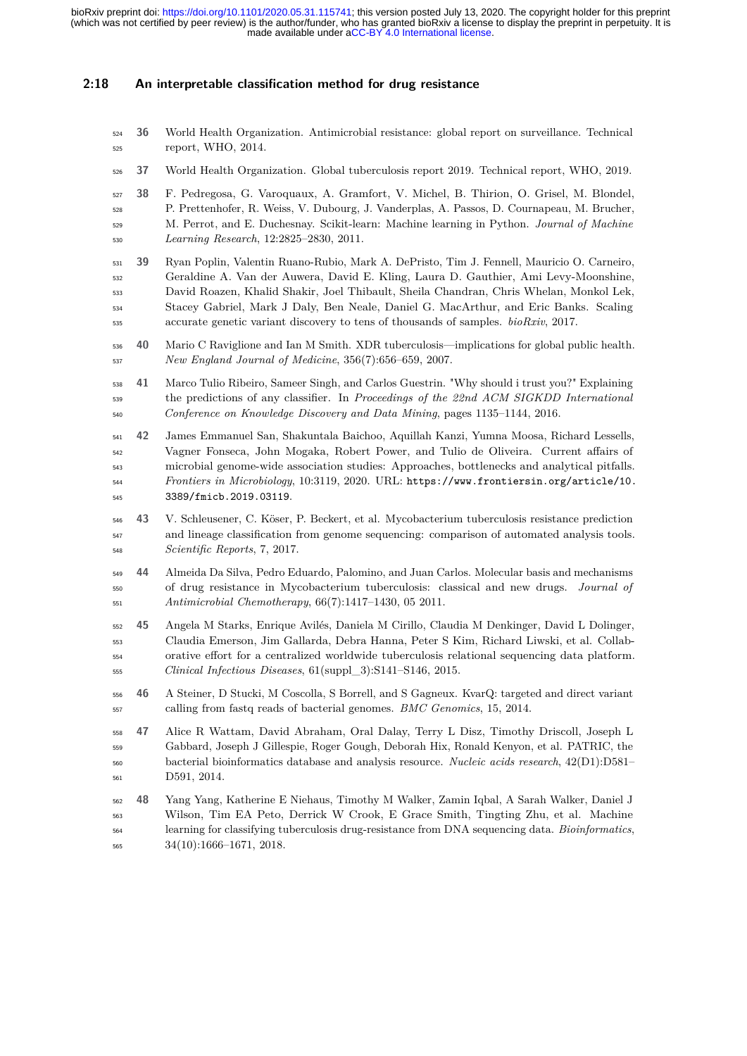36 World Health Organization. Antimicrobial resistance: global report on surveillance. Technical report, WHO, 2014.

37 World Health Organization. Global tuberculosis report 2019. Technical report, WHO, 2019.

38 F. Pedregosa, G. Varoquaux, A. Gramfort, V. Michel, B. Thirion, O. Grisel, M. Blondel, P. Prettenhofer, R. Weiss, V. Dubourg, J. Vanderplas, A. Passos, D. Cournapeau, M. Brucher, M. Perrot, and E. Duchesnay. Scikit-learn: Machine learning in Python. *Journal of Machine Learning Research*, 12:2825–2830, 2011.

39 Ryan Poplin, Valentin Ruano-Rubio, Mark A. DePristo, Tim J. Fennell, Mauricio O. Carneiro, Geraldine A. Van der Auwera, David E. Kling, Laura D. Gauthier, Ami Levy-Moonshine, David Roazen, Khalid Shakir, Joel Thibault, Sheila Chandran, Chris Whelan, Monkol Lek, Stacey Gabriel, Mark J Daly, Ben Neale, Daniel G. MacArthur, and Eric Banks. Scaling accurate genetic variant discovery to tens of thousands of samples. *bioRxiv*, 2017.

40 Mario C Raviglione and Ian M Smith. XDR tuberculosis—implications for global public health. *New England Journal of Medicine*, 356(7):656–659, 2007.

41 Marco Tulio Ribeiro, Sameer Singh, and Carlos Guestrin. "Why should i trust you?" Explaining the predictions of any classifier. In *Proceedings of the 22nd ACM SIGKDD International Conference on Knowledge Discovery and Data Mining*, pages 1135–1144, 2016.

42 James Emmanuel San, Shakuntala Baichoo, Aquillah Kanzi, Yumna Moosa, Richard Lessells, Vagner Fonseca, John Mogaka, Robert Power, and Tulio de Oliveira. Current affairs of microbial genome-wide association studies: Approaches, bottlenecks and analytical pitfalls. *Frontiers in Microbiology*, 10:3119, 2020. URL: https://www.frontiersin.org/article/10.3389/fmicb.2019.03119.

43 V. Schleusener, C. Köser, P. Beckert, et al. Mycobacterium tuberculosis resistance prediction and lineage classification from genome sequencing: comparison of automated analysis tools. *Scientific Reports*, 7, 2017.

44 Almeida Da Silva, Pedro Eduardo, Palomino, and Juan Carlos. Molecular basis and mechanisms of drug resistance in Mycobacterium tuberculosis: classical and new drugs. *Journal of Antimicrobial Chemotherapy*, 66(7):1417–1430, 05 2011.

45 Angela M Starks, Enrique Avilés, Daniela M Cirillo, Claudia M Denkinger, David L Dolinger, Claudia Emerson, Jim Gallarda, Debra Hanna, Peter S Kim, Richard Liwski, et al. Collaborative effort for a centralized worldwide tuberculosis relational sequencing data platform. *Clinical Infectious Diseases*, 61(suppl_3):S141–S146, 2015.

46 A Steiner, D Stucki, M Coscolla, S Borrell, and S Gagneux. KvarQ: targeted and direct variant calling from fastq reads of bacterial genomes. *BMC Genomics*, 15, 2014.

47 Alice R Wattam, David Abraham, Oral Dalay, Terry L Disz, Timothy Driscoll, Joseph L Gabbard, Joseph J Gillespie, Roger Gough, Deborah Hix, Ronald Kenyon, et al. PATRIC, the bacterial bioinformatics database and analysis resource. *Nucleic acids research*, 42(D1):D581–D591, 2014.

48 Yang Yang, Katherine E Niehaus, Timothy M Walker, Zamin Iqbal, A Sarah Walker, Daniel J Wilson, Tim EA Peto, Derrick W Crook, E Grace Smith, Tingting Zhu, et al. Machine learning for classifying tuberculosis drug-resistance from DNA sequencing data. *Bioinformatics*, 34(10):1666–1671, 2018.